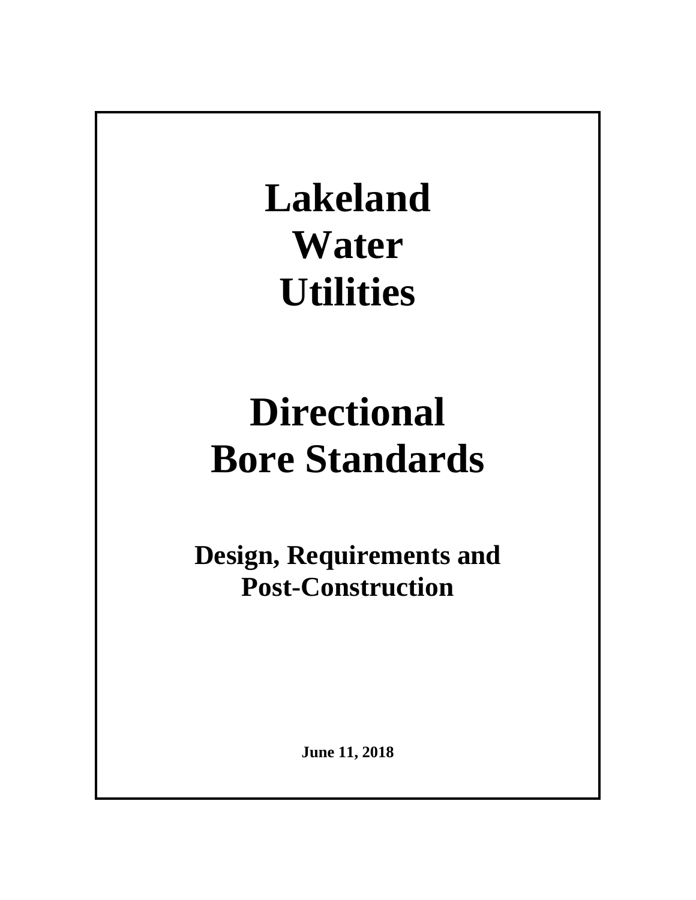# Lakeland Water Utilities

# Directional Bore Standards

## Design, Requirements and Post-Construction

**June 11, 2018**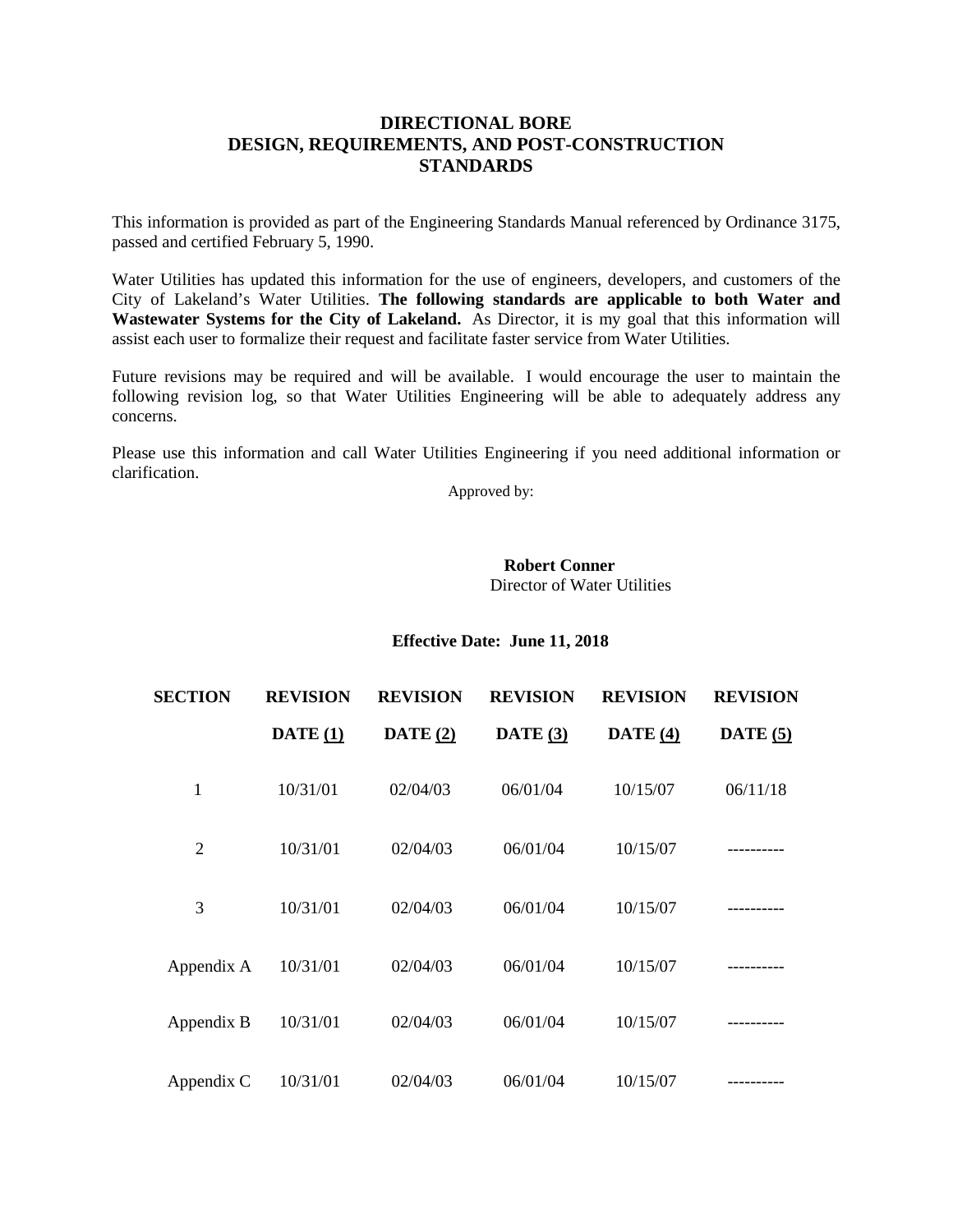# DIRECTIONAL BORE DESIGN, REQUIREMENTS, AND POST-CONSTRUCTION STANDARDS

This information is provided as part of the Engineering Standards Manual referenced by Ordinance 3175, passed and certified February 5, 1990.

Water Utilities has updated this information for the use of engineers, developers, and customers of the City of Lakeland's Water Utilities. **The following standards are applicable to both Water and Wastewater Systems for the City of Lakeland.** As Director, it is my goal that this information will assist each user to formalize their request and facilitate faster service from Water Utilities.

Future revisions may be required and will be available. I would encourage the user to maintain the following revision log, so that Water Utilities Engineering will be able to adequately address any concerns.

Please use this information and call Water Utilities Engineering if you need additional information or clarification.

Approved by:

**Robert Conner**
Director of Water Utilities

**Effective Date: June 11, 2018**

| SECTION | REVISION DATE (1) | REVISION DATE (2) | REVISION DATE (3) | REVISION DATE (4) | REVISION DATE (5) |
|---|---|---|---|---|---|
| 1 | 10/31/01 | 02/04/03 | 06/01/04 | 10/15/07 | 06/11/18 |
| 2 | 10/31/01 | 02/04/03 | 06/01/04 | 10/15/07 | ---------- |
| 3 | 10/31/01 | 02/04/03 | 06/01/04 | 10/15/07 | ---------- |
| Appendix A | 10/31/01 | 02/04/03 | 06/01/04 | 10/15/07 | ---------- |
| Appendix B | 10/31/01 | 02/04/03 | 06/01/04 | 10/15/07 | ---------- |
| Appendix C | 10/31/01 | 02/04/03 | 06/01/04 | 10/15/07 | ---------- |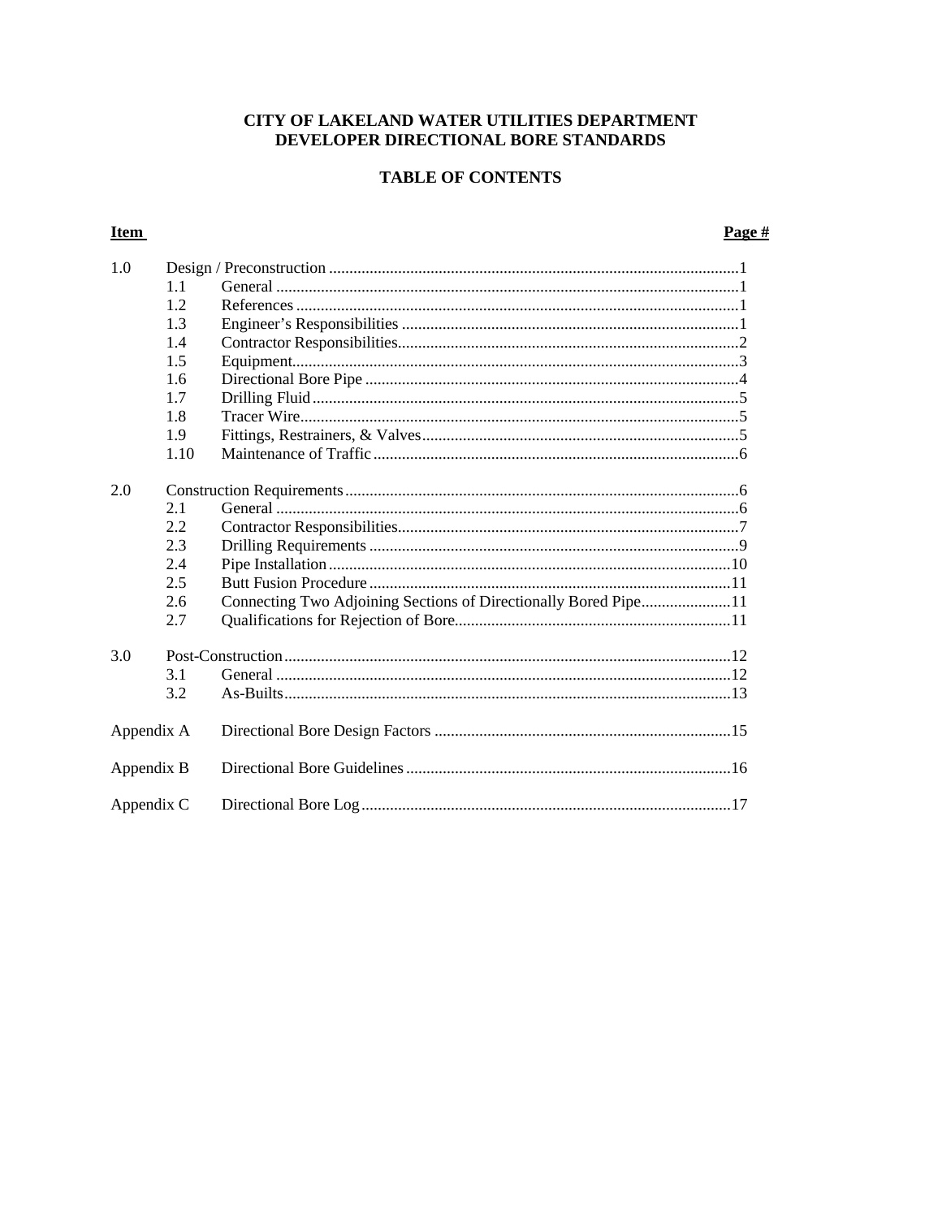# CITY OF LAKELAND WATER UTILITIES DEPARTMENT
# DEVELOPER DIRECTIONAL BORE STANDARDS

## TABLE OF CONTENTS

| Item | | | Page # |
|---|---|---|---|
| 1.0 | | Design / Preconstruction | 1 |
| | 1.1 | General | 1 |
| | 1.2 | References | 1 |
| | 1.3 | Engineer's Responsibilities | 1 |
| | 1.4 | Contractor Responsibilities | 2 |
| | 1.5 | Equipment | 3 |
| | 1.6 | Directional Bore Pipe | 4 |
| | 1.7 | Drilling Fluid | 5 |
| | 1.8 | Tracer Wire | 5 |
| | 1.9 | Fittings, Restrainers, & Valves | 5 |
| | 1.10 | Maintenance of Traffic | 6 |
| 2.0 | | Construction Requirements | 6 |
| | 2.1 | General | 6 |
| | 2.2 | Contractor Responsibilities | 7 |
| | 2.3 | Drilling Requirements | 9 |
| | 2.4 | Pipe Installation | 10 |
| | 2.5 | Butt Fusion Procedure | 11 |
| | 2.6 | Connecting Two Adjoining Sections of Directionally Bored Pipe | 11 |
| | 2.7 | Qualifications for Rejection of Bore | 11 |
| 3.0 | | Post-Construction | 12 |
| | 3.1 | General | 12 |
| | 3.2 | As-Builts | 13 |
| Appendix A | | Directional Bore Design Factors | 15 |
| Appendix B | | Directional Bore Guidelines | 16 |
| Appendix C | | Directional Bore Log | 17 |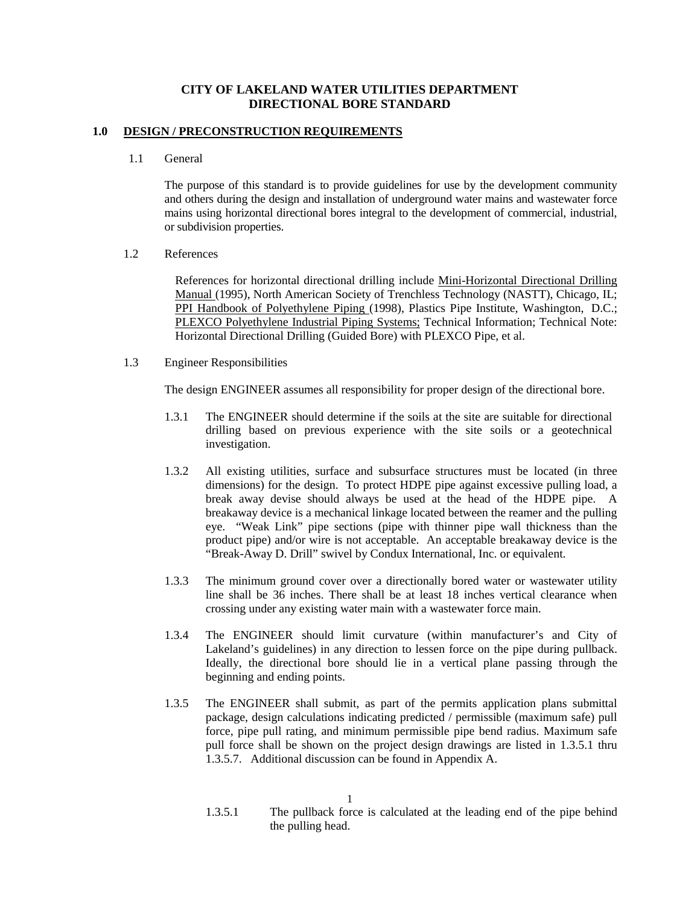**CITY OF LAKELAND WATER UTILITIES DEPARTMENT**
**DIRECTIONAL BORE STANDARD**

## 1.0 DESIGN / PRECONSTRUCTION REQUIREMENTS

### 1.1 General

The purpose of this standard is to provide guidelines for use by the development community and others during the design and installation of underground water mains and wastewater force mains using horizontal directional bores integral to the development of commercial, industrial, or subdivision properties.

### 1.2 References

References for horizontal directional drilling include Mini-Horizontal Directional Drilling Manual (1995), North American Society of Trenchless Technology (NASTT), Chicago, IL; PPI Handbook of Polyethylene Piping (1998), Plastics Pipe Institute, Washington, D.C.; PLEXCO Polyethylene Industrial Piping Systems; Technical Information; Technical Note: Horizontal Directional Drilling (Guided Bore) with PLEXCO Pipe, et al.

### 1.3 Engineer Responsibilities

The design ENGINEER assumes all responsibility for proper design of the directional bore.

1.3.1 The ENGINEER should determine if the soils at the site are suitable for directional drilling based on previous experience with the site soils or a geotechnical investigation.

1.3.2 All existing utilities, surface and subsurface structures must be located (in three dimensions) for the design. To protect HDPE pipe against excessive pulling load, a break away devise should always be used at the head of the HDPE pipe. A breakaway device is a mechanical linkage located between the reamer and the pulling eye. "Weak Link" pipe sections (pipe with thinner pipe wall thickness than the product pipe) and/or wire is not acceptable. An acceptable breakaway device is the "Break-Away D. Drill" swivel by Condux International, Inc. or equivalent.

1.3.3 The minimum ground cover over a directionally bored water or wastewater utility line shall be 36 inches. There shall be at least 18 inches vertical clearance when crossing under any existing water main with a wastewater force main.

1.3.4 The ENGINEER should limit curvature (within manufacturer's and City of Lakeland's guidelines) in any direction to lessen force on the pipe during pullback. Ideally, the directional bore should lie in a vertical plane passing through the beginning and ending points.

1.3.5 The ENGINEER shall submit, as part of the permits application plans submittal package, design calculations indicating predicted / permissible (maximum safe) pull force, pipe pull rating, and minimum permissible pipe bend radius. Maximum safe pull force shall be shown on the project design drawings are listed in 1.3.5.1 thru 1.3.5.7. Additional discussion can be found in Appendix A.

1.3.5.1 The pullback force is calculated at the leading end of the pipe behind the pulling head.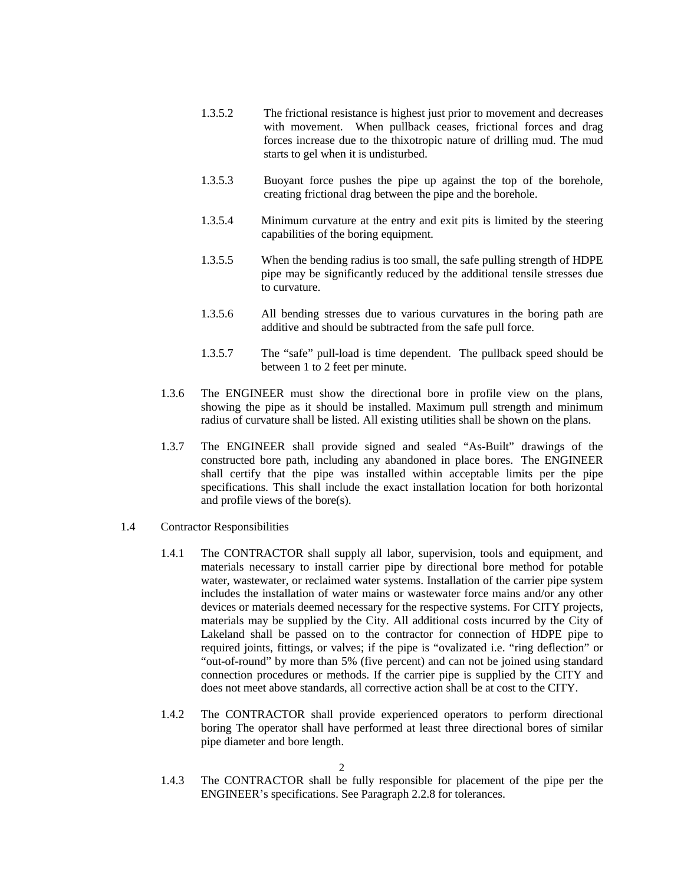1.3.5.2 The frictional resistance is highest just prior to movement and decreases with movement. When pullback ceases, frictional forces and drag forces increase due to the thixotropic nature of drilling mud. The mud starts to gel when it is undisturbed.

1.3.5.3 Buoyant force pushes the pipe up against the top of the borehole, creating frictional drag between the pipe and the borehole.

1.3.5.4 Minimum curvature at the entry and exit pits is limited by the steering capabilities of the boring equipment.

1.3.5.5 When the bending radius is too small, the safe pulling strength of HDPE pipe may be significantly reduced by the additional tensile stresses due to curvature.

1.3.5.6 All bending stresses due to various curvatures in the boring path are additive and should be subtracted from the safe pull force.

1.3.5.7 The "safe" pull-load is time dependent. The pullback speed should be between 1 to 2 feet per minute.

1.3.6 The ENGINEER must show the directional bore in profile view on the plans, showing the pipe as it should be installed. Maximum pull strength and minimum radius of curvature shall be listed. All existing utilities shall be shown on the plans.

1.3.7 The ENGINEER shall provide signed and sealed "As-Built" drawings of the constructed bore path, including any abandoned in place bores. The ENGINEER shall certify that the pipe was installed within acceptable limits per the pipe specifications. This shall include the exact installation location for both horizontal and profile views of the bore(s).

1.4 Contractor Responsibilities

1.4.1 The CONTRACTOR shall supply all labor, supervision, tools and equipment, and materials necessary to install carrier pipe by directional bore method for potable water, wastewater, or reclaimed water systems. Installation of the carrier pipe system includes the installation of water mains or wastewater force mains and/or any other devices or materials deemed necessary for the respective systems. For CITY projects, materials may be supplied by the City. All additional costs incurred by the City of Lakeland shall be passed on to the contractor for connection of HDPE pipe to required joints, fittings, or valves; if the pipe is "ovalizated i.e. "ring deflection" or "out-of-round" by more than 5% (five percent) and can not be joined using standard connection procedures or methods. If the carrier pipe is supplied by the CITY and does not meet above standards, all corrective action shall be at cost to the CITY.

1.4.2 The CONTRACTOR shall provide experienced operators to perform directional boring The operator shall have performed at least three directional bores of similar pipe diameter and bore length.

1.4.3 The CONTRACTOR shall be fully responsible for placement of the pipe per the ENGINEER's specifications. See Paragraph 2.2.8 for tolerances.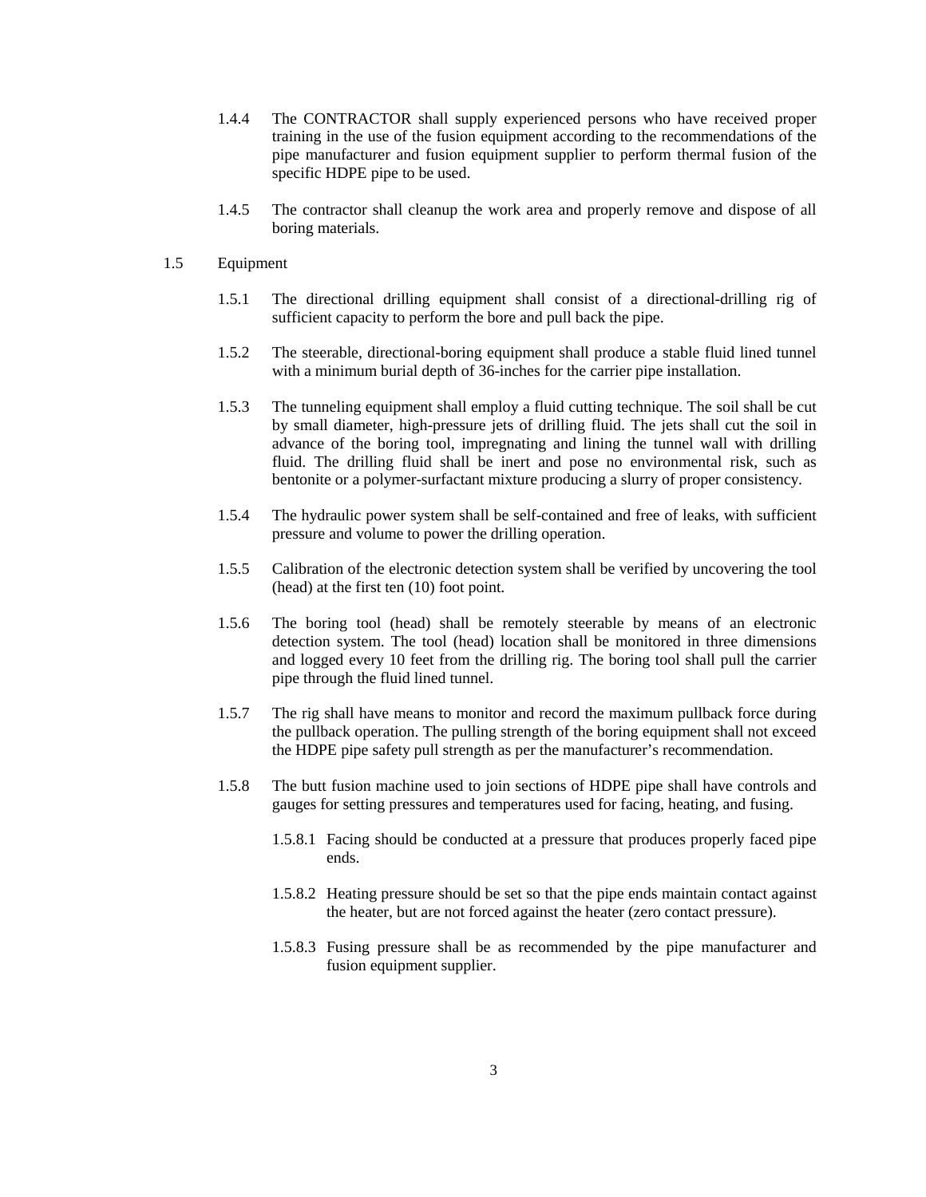1.4.4 The CONTRACTOR shall supply experienced persons who have received proper training in the use of the fusion equipment according to the recommendations of the pipe manufacturer and fusion equipment supplier to perform thermal fusion of the specific HDPE pipe to be used.

1.4.5 The contractor shall cleanup the work area and properly remove and dispose of all boring materials.

1.5 Equipment

1.5.1 The directional drilling equipment shall consist of a directional-drilling rig of sufficient capacity to perform the bore and pull back the pipe.

1.5.2 The steerable, directional-boring equipment shall produce a stable fluid lined tunnel with a minimum burial depth of 36-inches for the carrier pipe installation.

1.5.3 The tunneling equipment shall employ a fluid cutting technique. The soil shall be cut by small diameter, high-pressure jets of drilling fluid. The jets shall cut the soil in advance of the boring tool, impregnating and lining the tunnel wall with drilling fluid. The drilling fluid shall be inert and pose no environmental risk, such as bentonite or a polymer-surfactant mixture producing a slurry of proper consistency.

1.5.4 The hydraulic power system shall be self-contained and free of leaks, with sufficient pressure and volume to power the drilling operation.

1.5.5 Calibration of the electronic detection system shall be verified by uncovering the tool (head) at the first ten (10) foot point.

1.5.6 The boring tool (head) shall be remotely steerable by means of an electronic detection system. The tool (head) location shall be monitored in three dimensions and logged every 10 feet from the drilling rig. The boring tool shall pull the carrier pipe through the fluid lined tunnel.

1.5.7 The rig shall have means to monitor and record the maximum pullback force during the pullback operation. The pulling strength of the boring equipment shall not exceed the HDPE pipe safety pull strength as per the manufacturer's recommendation.

1.5.8 The butt fusion machine used to join sections of HDPE pipe shall have controls and gauges for setting pressures and temperatures used for facing, heating, and fusing.

1.5.8.1 Facing should be conducted at a pressure that produces properly faced pipe ends.

1.5.8.2 Heating pressure should be set so that the pipe ends maintain contact against the heater, but are not forced against the heater (zero contact pressure).

1.5.8.3 Fusing pressure shall be as recommended by the pipe manufacturer and fusion equipment supplier.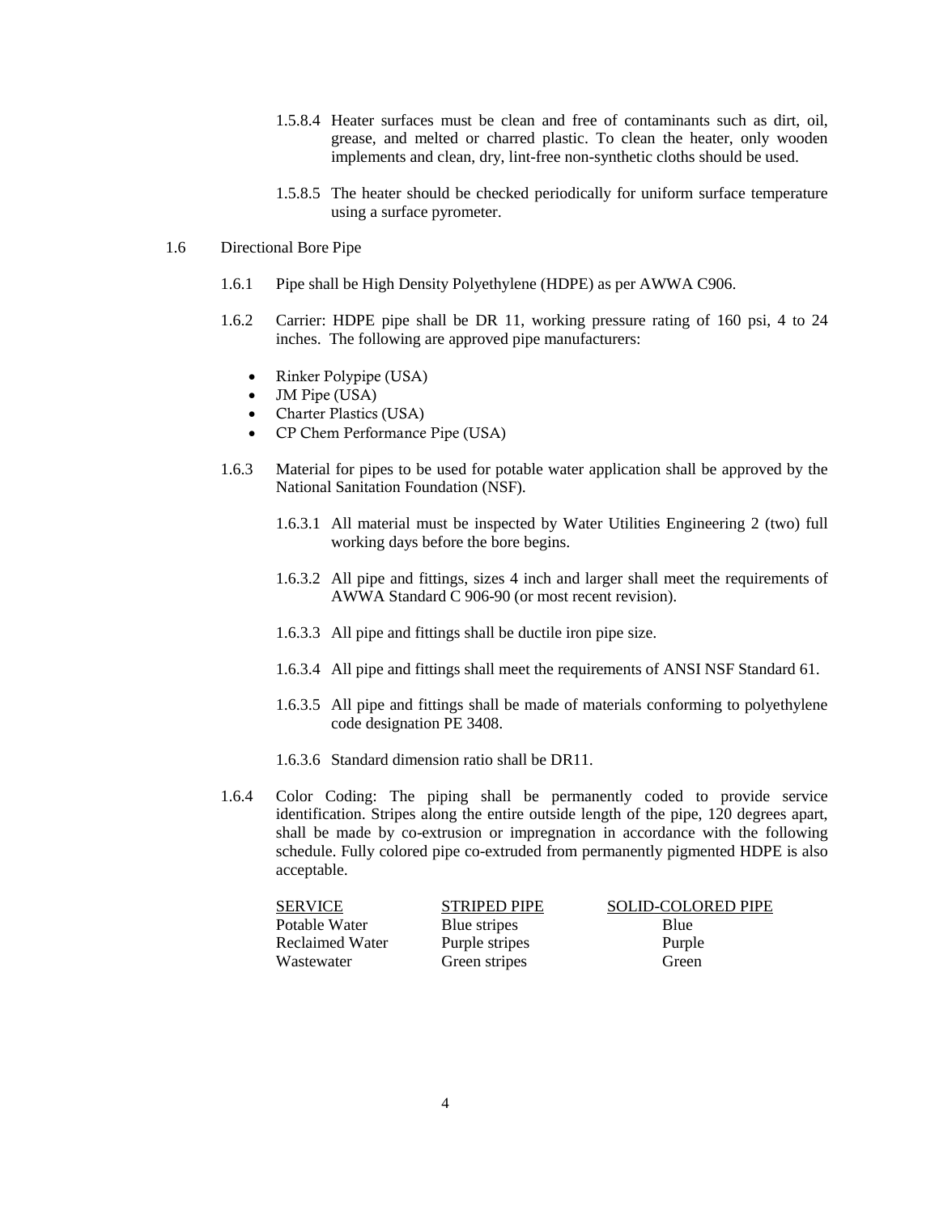1.5.8.4 Heater surfaces must be clean and free of contaminants such as dirt, oil, grease, and melted or charred plastic. To clean the heater, only wooden implements and clean, dry, lint-free non-synthetic cloths should be used.

1.5.8.5 The heater should be checked periodically for uniform surface temperature using a surface pyrometer.

## 1.6 Directional Bore Pipe

1.6.1 Pipe shall be High Density Polyethylene (HDPE) as per AWWA C906.

1.6.2 Carrier: HDPE pipe shall be DR 11, working pressure rating of 160 psi, 4 to 24 inches. The following are approved pipe manufacturers:

- Rinker Polypipe (USA)
- JM Pipe (USA)
- Charter Plastics (USA)
- CP Chem Performance Pipe (USA)

1.6.3 Material for pipes to be used for potable water application shall be approved by the National Sanitation Foundation (NSF).

1.6.3.1 All material must be inspected by Water Utilities Engineering 2 (two) full working days before the bore begins.

1.6.3.2 All pipe and fittings, sizes 4 inch and larger shall meet the requirements of AWWA Standard C 906-90 (or most recent revision).

1.6.3.3 All pipe and fittings shall be ductile iron pipe size.

1.6.3.4 All pipe and fittings shall meet the requirements of ANSI NSF Standard 61.

1.6.3.5 All pipe and fittings shall be made of materials conforming to polyethylene code designation PE 3408.

1.6.3.6 Standard dimension ratio shall be DR11.

1.6.4 Color Coding: The piping shall be permanently coded to provide service identification. Stripes along the entire outside length of the pipe, 120 degrees apart, shall be made by co-extrusion or impregnation in accordance with the following schedule. Fully colored pipe co-extruded from permanently pigmented HDPE is also acceptable.

| SERVICE | STRIPED PIPE | SOLID-COLORED PIPE |
|---|---|---|
| Potable Water | Blue stripes | Blue |
| Reclaimed Water | Purple stripes | Purple |
| Wastewater | Green stripes | Green |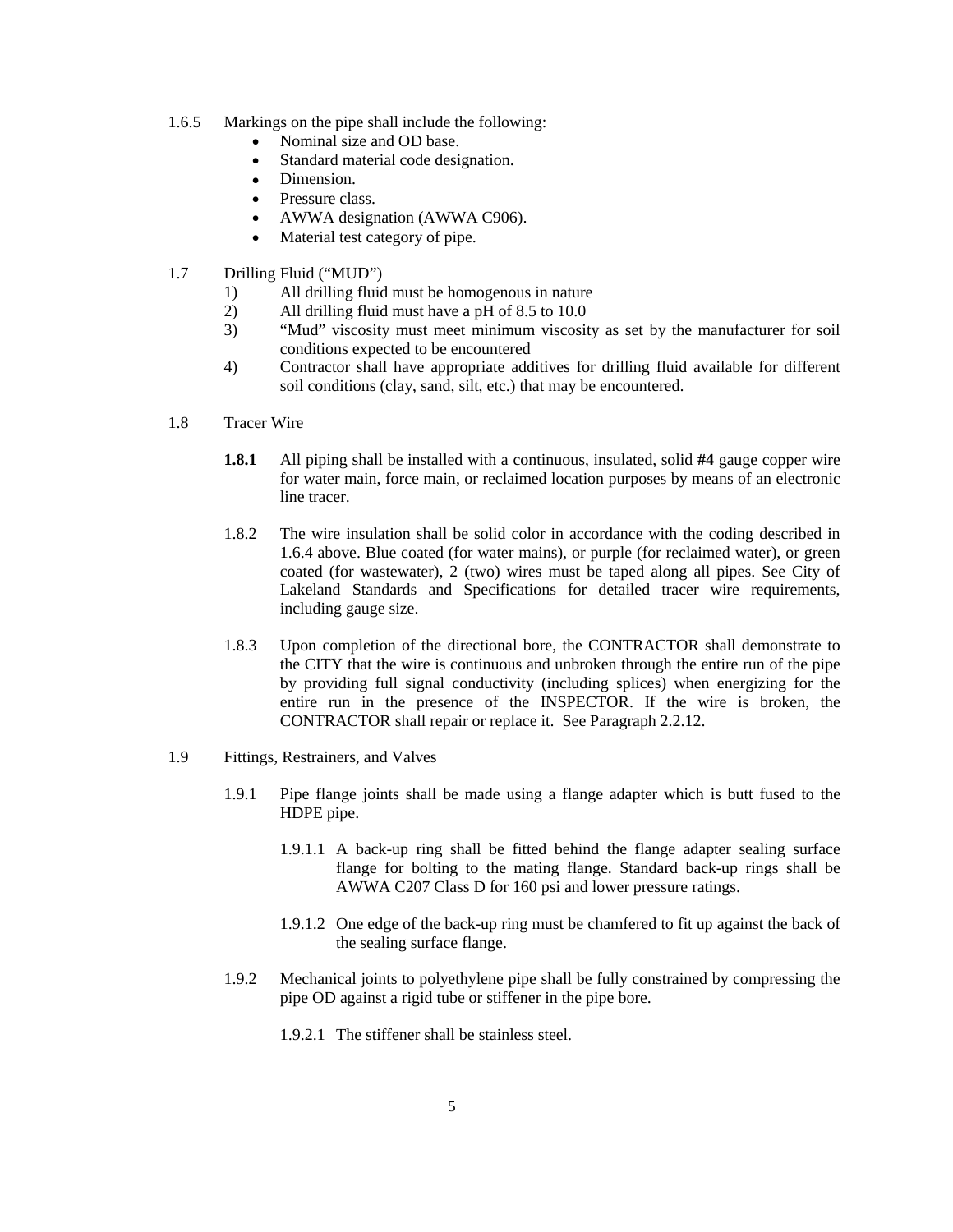1.6.5 Markings on the pipe shall include the following:

- Nominal size and OD base.
- Standard material code designation.
- Dimension.
- Pressure class.
- AWWA designation (AWWA C906).
- Material test category of pipe.

1.7 Drilling Fluid ("MUD")

1) All drilling fluid must be homogenous in nature
2) All drilling fluid must have a pH of 8.5 to 10.0
3) "Mud" viscosity must meet minimum viscosity as set by the manufacturer for soil conditions expected to be encountered
4) Contractor shall have appropriate additives for drilling fluid available for different soil conditions (clay, sand, silt, etc.) that may be encountered.

1.8 Tracer Wire

**1.8.1** All piping shall be installed with a continuous, insulated, solid **#4** gauge copper wire for water main, force main, or reclaimed location purposes by means of an electronic line tracer.

1.8.2 The wire insulation shall be solid color in accordance with the coding described in 1.6.4 above. Blue coated (for water mains), or purple (for reclaimed water), or green coated (for wastewater), 2 (two) wires must be taped along all pipes. See City of Lakeland Standards and Specifications for detailed tracer wire requirements, including gauge size.

1.8.3 Upon completion of the directional bore, the CONTRACTOR shall demonstrate to the CITY that the wire is continuous and unbroken through the entire run of the pipe by providing full signal conductivity (including splices) when energizing for the entire run in the presence of the INSPECTOR. If the wire is broken, the CONTRACTOR shall repair or replace it. See Paragraph 2.2.12.

1.9 Fittings, Restrainers, and Valves

1.9.1 Pipe flange joints shall be made using a flange adapter which is butt fused to the HDPE pipe.

1.9.1.1 A back-up ring shall be fitted behind the flange adapter sealing surface flange for bolting to the mating flange. Standard back-up rings shall be AWWA C207 Class D for 160 psi and lower pressure ratings.

1.9.1.2 One edge of the back-up ring must be chamfered to fit up against the back of the sealing surface flange.

1.9.2 Mechanical joints to polyethylene pipe shall be fully constrained by compressing the pipe OD against a rigid tube or stiffener in the pipe bore.

1.9.2.1 The stiffener shall be stainless steel.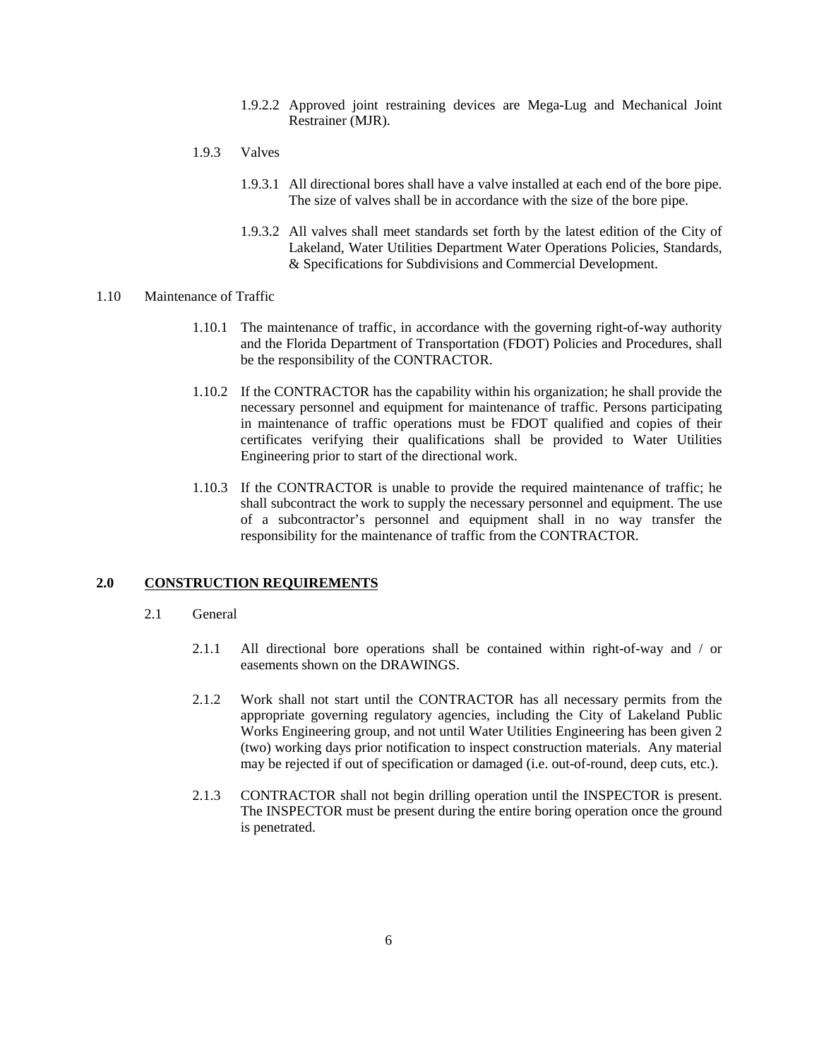1.9.2.2 Approved joint restraining devices are Mega-Lug and Mechanical Joint Restrainer (MJR).

1.9.3 Valves

1.9.3.1 All directional bores shall have a valve installed at each end of the bore pipe. The size of valves shall be in accordance with the size of the bore pipe.

1.9.3.2 All valves shall meet standards set forth by the latest edition of the City of Lakeland, Water Utilities Department Water Operations Policies, Standards, & Specifications for Subdivisions and Commercial Development.

1.10 Maintenance of Traffic

1.10.1 The maintenance of traffic, in accordance with the governing right-of-way authority and the Florida Department of Transportation (FDOT) Policies and Procedures, shall be the responsibility of the CONTRACTOR.

1.10.2 If the CONTRACTOR has the capability within his organization; he shall provide the necessary personnel and equipment for maintenance of traffic. Persons participating in maintenance of traffic operations must be FDOT qualified and copies of their certificates verifying their qualifications shall be provided to Water Utilities Engineering prior to start of the directional work.

1.10.3 If the CONTRACTOR is unable to provide the required maintenance of traffic; he shall subcontract the work to supply the necessary personnel and equipment. The use of a subcontractor's personnel and equipment shall in no way transfer the responsibility for the maintenance of traffic from the CONTRACTOR.

## 2.0 <u>CONSTRUCTION REQUIREMENTS</u>

2.1 General

2.1.1 All directional bore operations shall be contained within right-of-way and / or easements shown on the DRAWINGS.

2.1.2 Work shall not start until the CONTRACTOR has all necessary permits from the appropriate governing regulatory agencies, including the City of Lakeland Public Works Engineering group, and not until Water Utilities Engineering has been given 2 (two) working days prior notification to inspect construction materials. Any material may be rejected if out of specification or damaged (i.e. out-of-round, deep cuts, etc.).

2.1.3 CONTRACTOR shall not begin drilling operation until the INSPECTOR is present. The INSPECTOR must be present during the entire boring operation once the ground is penetrated.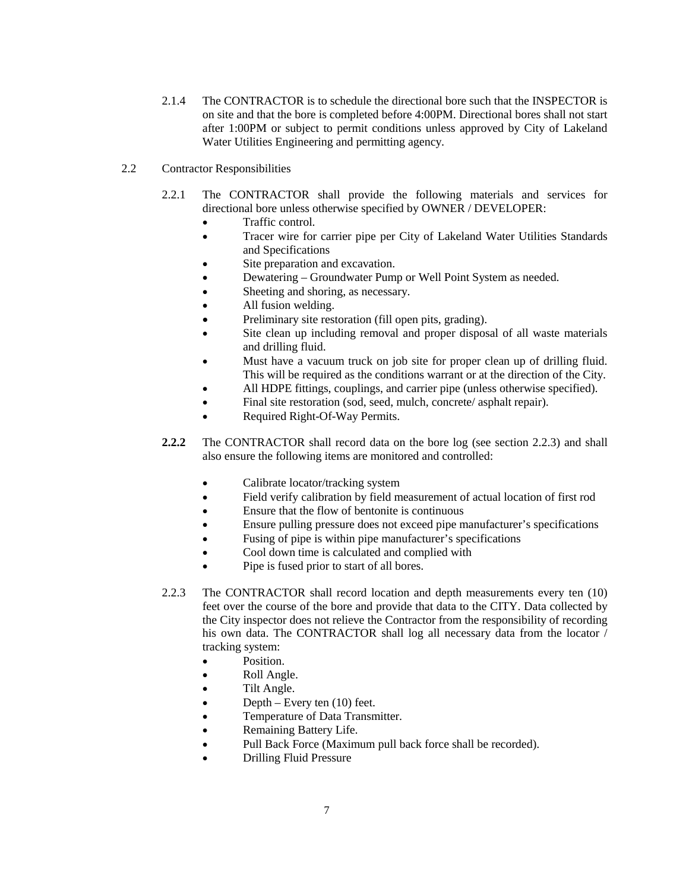2.1.4 The CONTRACTOR is to schedule the directional bore such that the INSPECTOR is on site and that the bore is completed before 4:00PM. Directional bores shall not start after 1:00PM or subject to permit conditions unless approved by City of Lakeland Water Utilities Engineering and permitting agency.

2.2 Contractor Responsibilities

2.2.1 The CONTRACTOR shall provide the following materials and services for directional bore unless otherwise specified by OWNER / DEVELOPER:

- Traffic control.
- Tracer wire for carrier pipe per City of Lakeland Water Utilities Standards and Specifications
- Site preparation and excavation.
- Dewatering – Groundwater Pump or Well Point System as needed.
- Sheeting and shoring, as necessary.
- All fusion welding.
- Preliminary site restoration (fill open pits, grading).
- Site clean up including removal and proper disposal of all waste materials and drilling fluid.
- Must have a vacuum truck on job site for proper clean up of drilling fluid. This will be required as the conditions warrant or at the direction of the City.
- All HDPE fittings, couplings, and carrier pipe (unless otherwise specified).
- Final site restoration (sod, seed, mulch, concrete/ asphalt repair).
- Required Right-Of-Way Permits.

**2.2.2** The CONTRACTOR shall record data on the bore log (see section 2.2.3) and shall also ensure the following items are monitored and controlled:

- Calibrate locator/tracking system
- Field verify calibration by field measurement of actual location of first rod
- Ensure that the flow of bentonite is continuous
- Ensure pulling pressure does not exceed pipe manufacturer's specifications
- Fusing of pipe is within pipe manufacturer's specifications
- Cool down time is calculated and complied with
- Pipe is fused prior to start of all bores.

2.2.3 The CONTRACTOR shall record location and depth measurements every ten (10) feet over the course of the bore and provide that data to the CITY. Data collected by the City inspector does not relieve the Contractor from the responsibility of recording his own data. The CONTRACTOR shall log all necessary data from the locator / tracking system:

- Position.
- Roll Angle.
- Tilt Angle.
- Depth – Every ten (10) feet.
- Temperature of Data Transmitter.
- Remaining Battery Life.
- Pull Back Force (Maximum pull back force shall be recorded).
- Drilling Fluid Pressure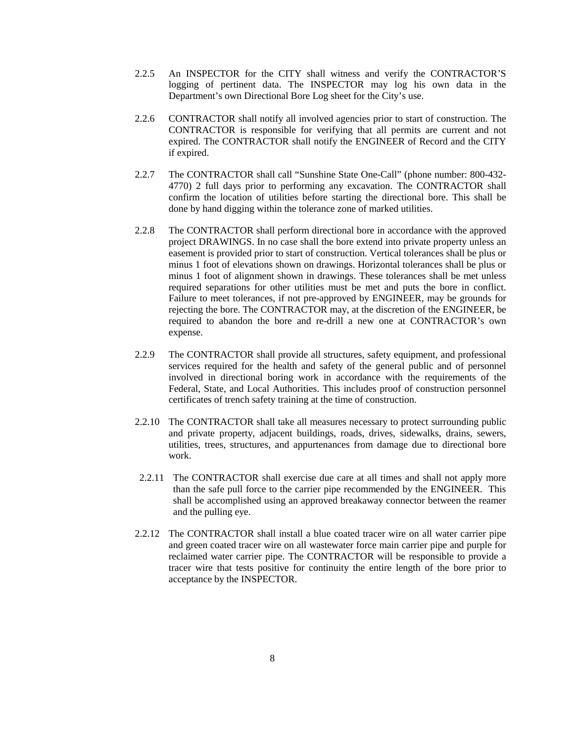2.2.5 An INSPECTOR for the CITY shall witness and verify the CONTRACTOR'S logging of pertinent data. The INSPECTOR may log his own data in the Department's own Directional Bore Log sheet for the City's use.

2.2.6 CONTRACTOR shall notify all involved agencies prior to start of construction. The CONTRACTOR is responsible for verifying that all permits are current and not expired. The CONTRACTOR shall notify the ENGINEER of Record and the CITY if expired.

2.2.7 The CONTRACTOR shall call "Sunshine State One-Call" (phone number: 800-432-4770) 2 full days prior to performing any excavation. The CONTRACTOR shall confirm the location of utilities before starting the directional bore. This shall be done by hand digging within the tolerance zone of marked utilities.

2.2.8 The CONTRACTOR shall perform directional bore in accordance with the approved project DRAWINGS. In no case shall the bore extend into private property unless an easement is provided prior to start of construction. Vertical tolerances shall be plus or minus 1 foot of elevations shown on drawings. Horizontal tolerances shall be plus or minus 1 foot of alignment shown in drawings. These tolerances shall be met unless required separations for other utilities must be met and puts the bore in conflict. Failure to meet tolerances, if not pre-approved by ENGINEER, may be grounds for rejecting the bore. The CONTRACTOR may, at the discretion of the ENGINEER, be required to abandon the bore and re-drill a new one at CONTRACTOR's own expense.

2.2.9 The CONTRACTOR shall provide all structures, safety equipment, and professional services required for the health and safety of the general public and of personnel involved in directional boring work in accordance with the requirements of the Federal, State, and Local Authorities. This includes proof of construction personnel certificates of trench safety training at the time of construction.

2.2.10 The CONTRACTOR shall take all measures necessary to protect surrounding public and private property, adjacent buildings, roads, drives, sidewalks, drains, sewers, utilities, trees, structures, and appurtenances from damage due to directional bore work.

2.2.11 The CONTRACTOR shall exercise due care at all times and shall not apply more than the safe pull force to the carrier pipe recommended by the ENGINEER. This shall be accomplished using an approved breakaway connector between the reamer and the pulling eye.

2.2.12 The CONTRACTOR shall install a blue coated tracer wire on all water carrier pipe and green coated tracer wire on all wastewater force main carrier pipe and purple for reclaimed water carrier pipe. The CONTRACTOR will be responsible to provide a tracer wire that tests positive for continuity the entire length of the bore prior to acceptance by the INSPECTOR.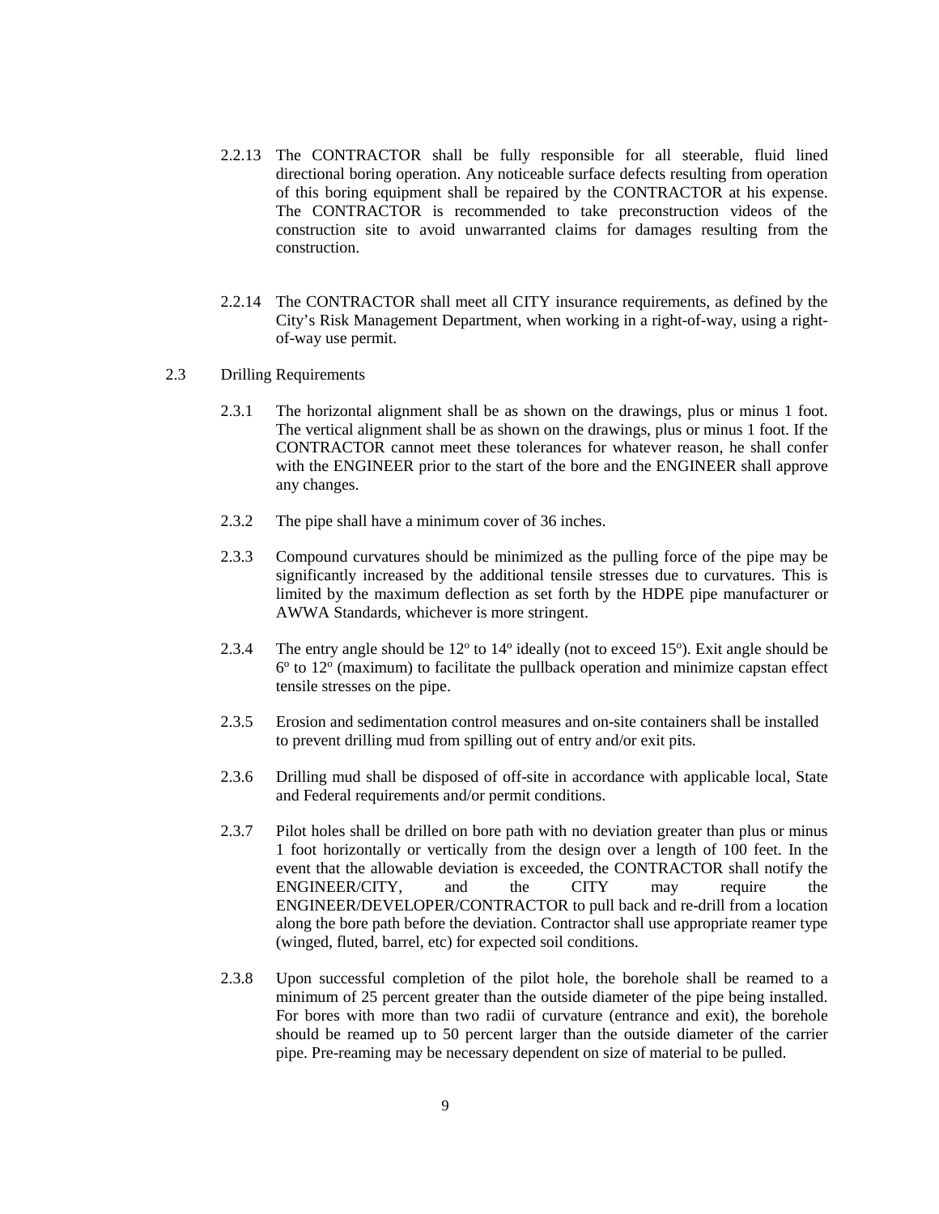2.2.13 The CONTRACTOR shall be fully responsible for all steerable, fluid lined directional boring operation. Any noticeable surface defects resulting from operation of this boring equipment shall be repaired by the CONTRACTOR at his expense. The CONTRACTOR is recommended to take preconstruction videos of the construction site to avoid unwarranted claims for damages resulting from the construction.

2.2.14 The CONTRACTOR shall meet all CITY insurance requirements, as defined by the City's Risk Management Department, when working in a right-of-way, using a right-of-way use permit.

2.3 Drilling Requirements

2.3.1 The horizontal alignment shall be as shown on the drawings, plus or minus 1 foot. The vertical alignment shall be as shown on the drawings, plus or minus 1 foot. If the CONTRACTOR cannot meet these tolerances for whatever reason, he shall confer with the ENGINEER prior to the start of the bore and the ENGINEER shall approve any changes.

2.3.2 The pipe shall have a minimum cover of 36 inches.

2.3.3 Compound curvatures should be minimized as the pulling force of the pipe may be significantly increased by the additional tensile stresses due to curvatures. This is limited by the maximum deflection as set forth by the HDPE pipe manufacturer or AWWA Standards, whichever is more stringent.

2.3.4 The entry angle should be 12º to 14º ideally (not to exceed 15º). Exit angle should be 6º to 12º (maximum) to facilitate the pullback operation and minimize capstan effect tensile stresses on the pipe.

2.3.5 Erosion and sedimentation control measures and on-site containers shall be installed to prevent drilling mud from spilling out of entry and/or exit pits.

2.3.6 Drilling mud shall be disposed of off-site in accordance with applicable local, State and Federal requirements and/or permit conditions.

2.3.7 Pilot holes shall be drilled on bore path with no deviation greater than plus or minus 1 foot horizontally or vertically from the design over a length of 100 feet. In the event that the allowable deviation is exceeded, the CONTRACTOR shall notify the ENGINEER/CITY, and the CITY may require the ENGINEER/DEVELOPER/CONTRACTOR to pull back and re-drill from a location along the bore path before the deviation. Contractor shall use appropriate reamer type (winged, fluted, barrel, etc) for expected soil conditions.

2.3.8 Upon successful completion of the pilot hole, the borehole shall be reamed to a minimum of 25 percent greater than the outside diameter of the pipe being installed. For bores with more than two radii of curvature (entrance and exit), the borehole should be reamed up to 50 percent larger than the outside diameter of the carrier pipe. Pre-reaming may be necessary dependent on size of material to be pulled.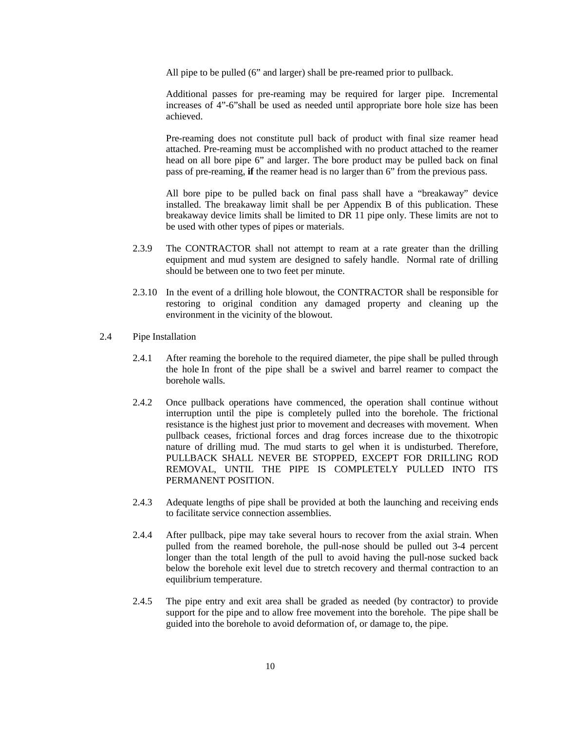All pipe to be pulled (6" and larger) shall be pre-reamed prior to pullback.

Additional passes for pre-reaming may be required for larger pipe. Incremental increases of 4"-6"shall be used as needed until appropriate bore hole size has been achieved.

Pre-reaming does not constitute pull back of product with final size reamer head attached. Pre-reaming must be accomplished with no product attached to the reamer head on all bore pipe 6" and larger. The bore product may be pulled back on final pass of pre-reaming, **if** the reamer head is no larger than 6" from the previous pass.

All bore pipe to be pulled back on final pass shall have a "breakaway" device installed. The breakaway limit shall be per Appendix B of this publication. These breakaway device limits shall be limited to DR 11 pipe only. These limits are not to be used with other types of pipes or materials.

2.3.9 The CONTRACTOR shall not attempt to ream at a rate greater than the drilling equipment and mud system are designed to safely handle. Normal rate of drilling should be between one to two feet per minute.

2.3.10 In the event of a drilling hole blowout, the CONTRACTOR shall be responsible for restoring to original condition any damaged property and cleaning up the environment in the vicinity of the blowout.

## 2.4 Pipe Installation

2.4.1 After reaming the borehole to the required diameter, the pipe shall be pulled through the hole In front of the pipe shall be a swivel and barrel reamer to compact the borehole walls.

2.4.2 Once pullback operations have commenced, the operation shall continue without interruption until the pipe is completely pulled into the borehole. The frictional resistance is the highest just prior to movement and decreases with movement. When pullback ceases, frictional forces and drag forces increase due to the thixotropic nature of drilling mud. The mud starts to gel when it is undisturbed. Therefore, PULLBACK SHALL NEVER BE STOPPED, EXCEPT FOR DRILLING ROD REMOVAL, UNTIL THE PIPE IS COMPLETELY PULLED INTO ITS PERMANENT POSITION.

2.4.3 Adequate lengths of pipe shall be provided at both the launching and receiving ends to facilitate service connection assemblies.

2.4.4 After pullback, pipe may take several hours to recover from the axial strain. When pulled from the reamed borehole, the pull-nose should be pulled out 3-4 percent longer than the total length of the pull to avoid having the pull-nose sucked back below the borehole exit level due to stretch recovery and thermal contraction to an equilibrium temperature.

2.4.5 The pipe entry and exit area shall be graded as needed (by contractor) to provide support for the pipe and to allow free movement into the borehole. The pipe shall be guided into the borehole to avoid deformation of, or damage to, the pipe.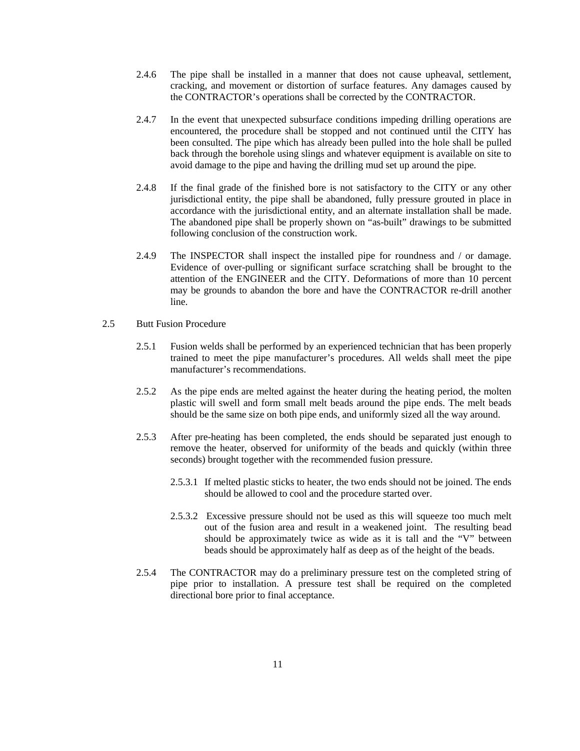2.4.6 The pipe shall be installed in a manner that does not cause upheaval, settlement, cracking, and movement or distortion of surface features. Any damages caused by the CONTRACTOR's operations shall be corrected by the CONTRACTOR.

2.4.7 In the event that unexpected subsurface conditions impeding drilling operations are encountered, the procedure shall be stopped and not continued until the CITY has been consulted. The pipe which has already been pulled into the hole shall be pulled back through the borehole using slings and whatever equipment is available on site to avoid damage to the pipe and having the drilling mud set up around the pipe.

2.4.8 If the final grade of the finished bore is not satisfactory to the CITY or any other jurisdictional entity, the pipe shall be abandoned, fully pressure grouted in place in accordance with the jurisdictional entity, and an alternate installation shall be made. The abandoned pipe shall be properly shown on "as-built" drawings to be submitted following conclusion of the construction work.

2.4.9 The INSPECTOR shall inspect the installed pipe for roundness and / or damage. Evidence of over-pulling or significant surface scratching shall be brought to the attention of the ENGINEER and the CITY. Deformations of more than 10 percent may be grounds to abandon the bore and have the CONTRACTOR re-drill another line.

2.5 Butt Fusion Procedure

2.5.1 Fusion welds shall be performed by an experienced technician that has been properly trained to meet the pipe manufacturer's procedures. All welds shall meet the pipe manufacturer's recommendations.

2.5.2 As the pipe ends are melted against the heater during the heating period, the molten plastic will swell and form small melt beads around the pipe ends. The melt beads should be the same size on both pipe ends, and uniformly sized all the way around.

2.5.3 After pre-heating has been completed, the ends should be separated just enough to remove the heater, observed for uniformity of the beads and quickly (within three seconds) brought together with the recommended fusion pressure.

2.5.3.1 If melted plastic sticks to heater, the two ends should not be joined. The ends should be allowed to cool and the procedure started over.

2.5.3.2 Excessive pressure should not be used as this will squeeze too much melt out of the fusion area and result in a weakened joint. The resulting bead should be approximately twice as wide as it is tall and the "V" between beads should be approximately half as deep as of the height of the beads.

2.5.4 The CONTRACTOR may do a preliminary pressure test on the completed string of pipe prior to installation. A pressure test shall be required on the completed directional bore prior to final acceptance.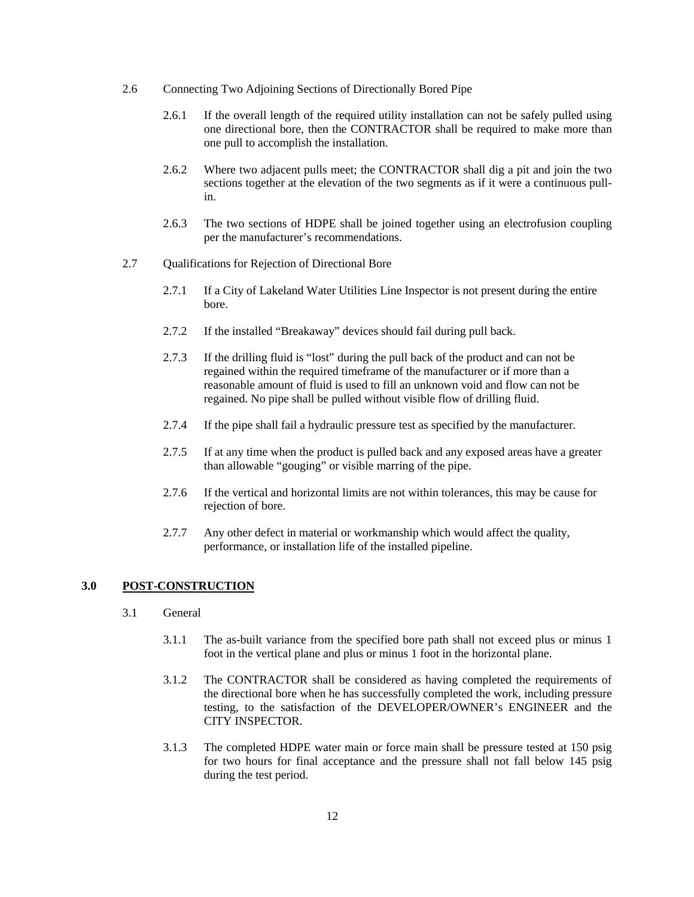2.6 Connecting Two Adjoining Sections of Directionally Bored Pipe

2.6.1 If the overall length of the required utility installation can not be safely pulled using one directional bore, then the CONTRACTOR shall be required to make more than one pull to accomplish the installation.

2.6.2 Where two adjacent pulls meet; the CONTRACTOR shall dig a pit and join the two sections together at the elevation of the two segments as if it were a continuous pull-in.

2.6.3 The two sections of HDPE shall be joined together using an electrofusion coupling per the manufacturer's recommendations.

2.7 Qualifications for Rejection of Directional Bore

2.7.1 If a City of Lakeland Water Utilities Line Inspector is not present during the entire bore.

2.7.2 If the installed "Breakaway" devices should fail during pull back.

2.7.3 If the drilling fluid is "lost" during the pull back of the product and can not be regained within the required timeframe of the manufacturer or if more than a reasonable amount of fluid is used to fill an unknown void and flow can not be regained. No pipe shall be pulled without visible flow of drilling fluid.

2.7.4 If the pipe shall fail a hydraulic pressure test as specified by the manufacturer.

2.7.5 If at any time when the product is pulled back and any exposed areas have a greater than allowable "gouging" or visible marring of the pipe.

2.7.6 If the vertical and horizontal limits are not within tolerances, this may be cause for rejection of bore.

2.7.7 Any other defect in material or workmanship which would affect the quality, performance, or installation life of the installed pipeline.

## 3.0 POST-CONSTRUCTION

3.1 General

3.1.1 The as-built variance from the specified bore path shall not exceed plus or minus 1 foot in the vertical plane and plus or minus 1 foot in the horizontal plane.

3.1.2 The CONTRACTOR shall be considered as having completed the requirements of the directional bore when he has successfully completed the work, including pressure testing, to the satisfaction of the DEVELOPER/OWNER's ENGINEER and the CITY INSPECTOR.

3.1.3 The completed HDPE water main or force main shall be pressure tested at 150 psig for two hours for final acceptance and the pressure shall not fall below 145 psig during the test period.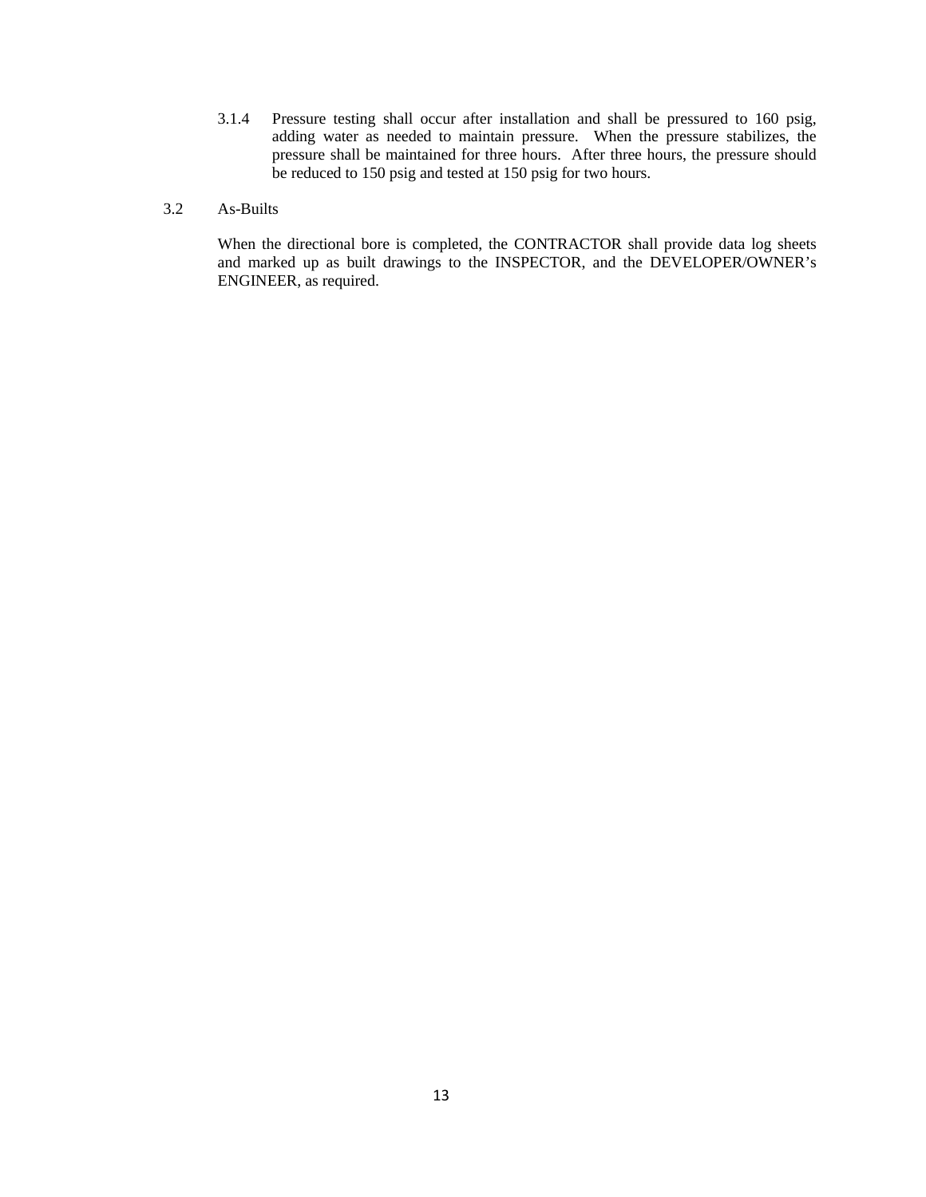3.1.4 Pressure testing shall occur after installation and shall be pressured to 160 psig, adding water as needed to maintain pressure. When the pressure stabilizes, the pressure shall be maintained for three hours. After three hours, the pressure should be reduced to 150 psig and tested at 150 psig for two hours.

### 3.2 As-Builts

When the directional bore is completed, the CONTRACTOR shall provide data log sheets and marked up as built drawings to the INSPECTOR, and the DEVELOPER/OWNER's ENGINEER, as required.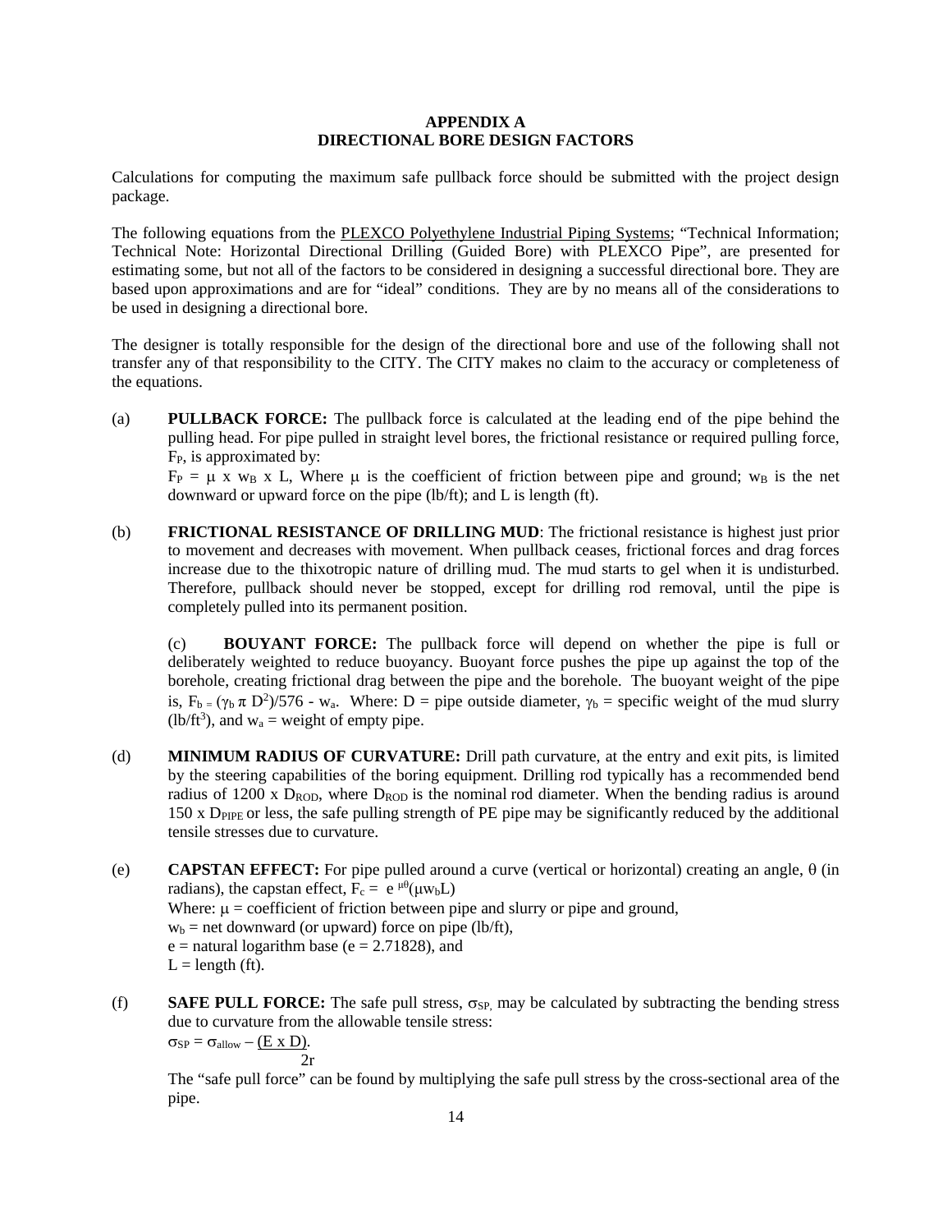# APPENDIX A
## DIRECTIONAL BORE DESIGN FACTORS

Calculations for computing the maximum safe pullback force should be submitted with the project design package.

The following equations from the PLEXCO Polyethylene Industrial Piping Systems; "Technical Information; Technical Note: Horizontal Directional Drilling (Guided Bore) with PLEXCO Pipe", are presented for estimating some, but not all of the factors to be considered in designing a successful directional bore. They are based upon approximations and are for "ideal" conditions. They are by no means all of the considerations to be used in designing a directional bore.

The designer is totally responsible for the design of the directional bore and use of the following shall not transfer any of that responsibility to the CITY. The CITY makes no claim to the accuracy or completeness of the equations.

(a) **PULLBACK FORCE:** The pullback force is calculated at the leading end of the pipe behind the pulling head. For pipe pulled in straight level bores, the frictional resistance or required pulling force, $F_P$, is approximated by:
$F_P = \mu \times w_B \times L$, Where $\mu$ is the coefficient of friction between pipe and ground; $w_B$ is the net downward or upward force on the pipe (lb/ft); and L is length (ft).

(b) **FRICTIONAL RESISTANCE OF DRILLING MUD**: The frictional resistance is highest just prior to movement and decreases with movement. When pullback ceases, frictional forces and drag forces increase due to the thixotropic nature of drilling mud. The mud starts to gel when it is undisturbed. Therefore, pullback should never be stopped, except for drilling rod removal, until the pipe is completely pulled into its permanent position.

(c) **BOUYANT FORCE:** The pullback force will depend on whether the pipe is full or deliberately weighted to reduce buoyancy. Buoyant force pushes the pipe up against the top of the borehole, creating frictional drag between the pipe and the borehole. The buoyant weight of the pipe is, $F_b = (\gamma_b \pi D^2)/576 - w_a$. Where: D = pipe outside diameter, $\gamma_b$ = specific weight of the mud slurry ($lb/ft^3$), and $w_a$ = weight of empty pipe.

(d) **MINIMUM RADIUS OF CURVATURE:** Drill path curvature, at the entry and exit pits, is limited by the steering capabilities of the boring equipment. Drilling rod typically has a recommended bend radius of 1200 x $D_{ROD}$, where $D_{ROD}$ is the nominal rod diameter. When the bending radius is around 150 x $D_{PIPE}$ or less, the safe pulling strength of PE pipe may be significantly reduced by the additional tensile stresses due to curvature.

(e) **CAPSTAN EFFECT:** For pipe pulled around a curve (vertical or horizontal) creating an angle, $\theta$ (in radians), the capstan effect, $F_c = e^{\mu\theta}(\mu w_b L)$
Where: $\mu$ = coefficient of friction between pipe and slurry or pipe and ground,
$w_b$ = net downward (or upward) force on pipe (lb/ft),
e = natural logarithm base (e = 2.71828), and
L = length (ft).

(f) **SAFE PULL FORCE:** The safe pull stress, $\sigma_{SP}$, may be calculated by subtracting the bending stress due to curvature from the allowable tensile stress:

$$\sigma_{SP} = \sigma_{allow} - \frac{E \times D}{2r}$$

The "safe pull force" can be found by multiplying the safe pull stress by the cross-sectional area of the pipe.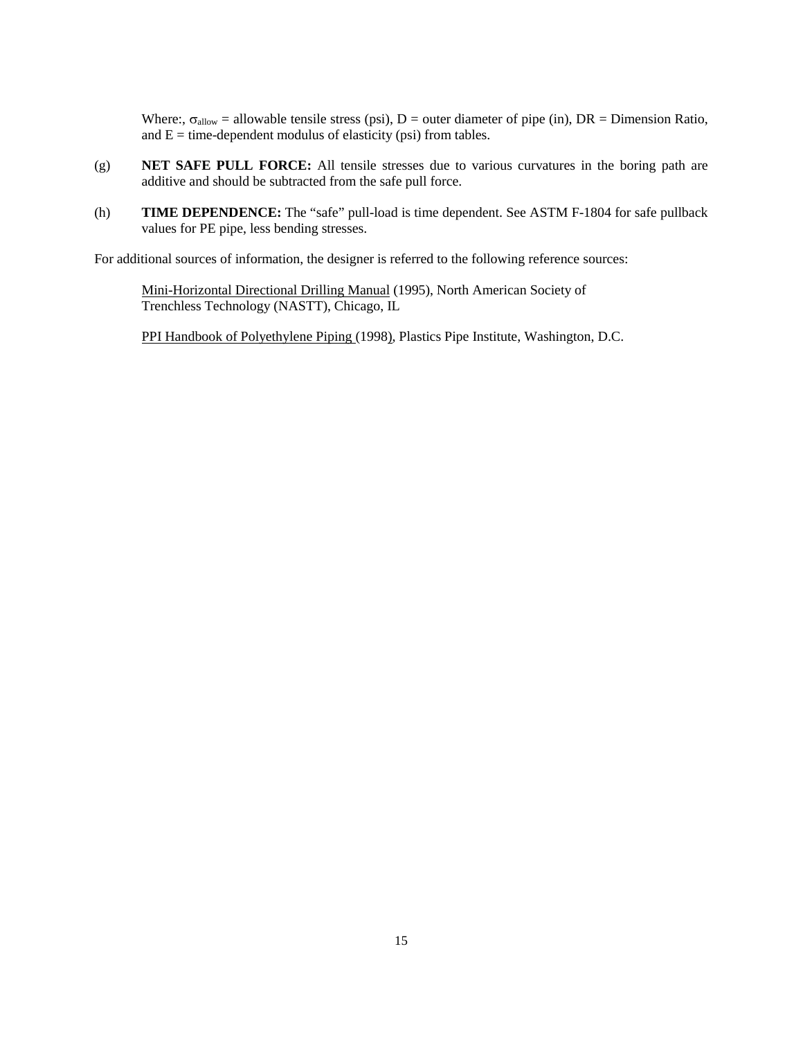Where:, $\sigma_{allow}$ = allowable tensile stress (psi), D = outer diameter of pipe (in), DR = Dimension Ratio, and E = time-dependent modulus of elasticity (psi) from tables.

(g) **NET SAFE PULL FORCE:** All tensile stresses due to various curvatures in the boring path are additive and should be subtracted from the safe pull force.

(h) **TIME DEPENDENCE:** The "safe" pull-load is time dependent. See ASTM F-1804 for safe pullback values for PE pipe, less bending stresses.

For additional sources of information, the designer is referred to the following reference sources:

Mini-Horizontal Directional Drilling Manual (1995), North American Society of Trenchless Technology (NASTT), Chicago, IL

PPI Handbook of Polyethylene Piping (1998), Plastics Pipe Institute, Washington, D.C.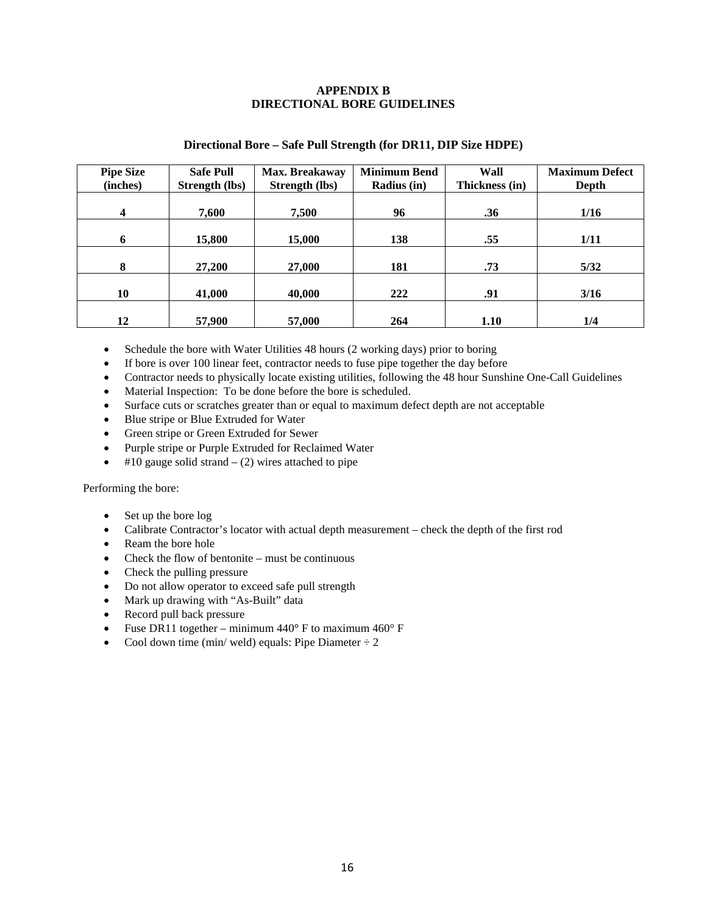# APPENDIX B
# DIRECTIONAL BORE GUIDELINES

### Directional Bore – Safe Pull Strength (for DR11, DIP Size HDPE)

| Pipe Size (inches) | Safe Pull Strength (lbs) | Max. Breakaway Strength (lbs) | Minimum Bend Radius (in) | Wall Thickness (in) | Maximum Defect Depth |
|---|---|---|---|---|---|
| **4** | **7,600** | **7,500** | **96** | **.36** | **1/16** |
| **6** | **15,800** | **15,000** | **138** | **.55** | **1/11** |
| **8** | **27,200** | **27,000** | **181** | **.73** | **5/32** |
| **10** | **41,000** | **40,000** | **222** | **.91** | **3/16** |
| **12** | **57,900** | **57,000** | **264** | **1.10** | **1/4** |

- Schedule the bore with Water Utilities 48 hours (2 working days) prior to boring
- If bore is over 100 linear feet, contractor needs to fuse pipe together the day before
- Contractor needs to physically locate existing utilities, following the 48 hour Sunshine One-Call Guidelines
- Material Inspection: To be done before the bore is scheduled.
- Surface cuts or scratches greater than or equal to maximum defect depth are not acceptable
- Blue stripe or Blue Extruded for Water
- Green stripe or Green Extruded for Sewer
- Purple stripe or Purple Extruded for Reclaimed Water
- #10 gauge solid strand – (2) wires attached to pipe

Performing the bore:

- Set up the bore log
- Calibrate Contractor's locator with actual depth measurement – check the depth of the first rod
- Ream the bore hole
- Check the flow of bentonite – must be continuous
- Check the pulling pressure
- Do not allow operator to exceed safe pull strength
- Mark up drawing with "As-Built" data
- Record pull back pressure
- Fuse DR11 together – minimum 440° F to maximum 460° F
- Cool down time (min/ weld) equals: Pipe Diameter ÷ 2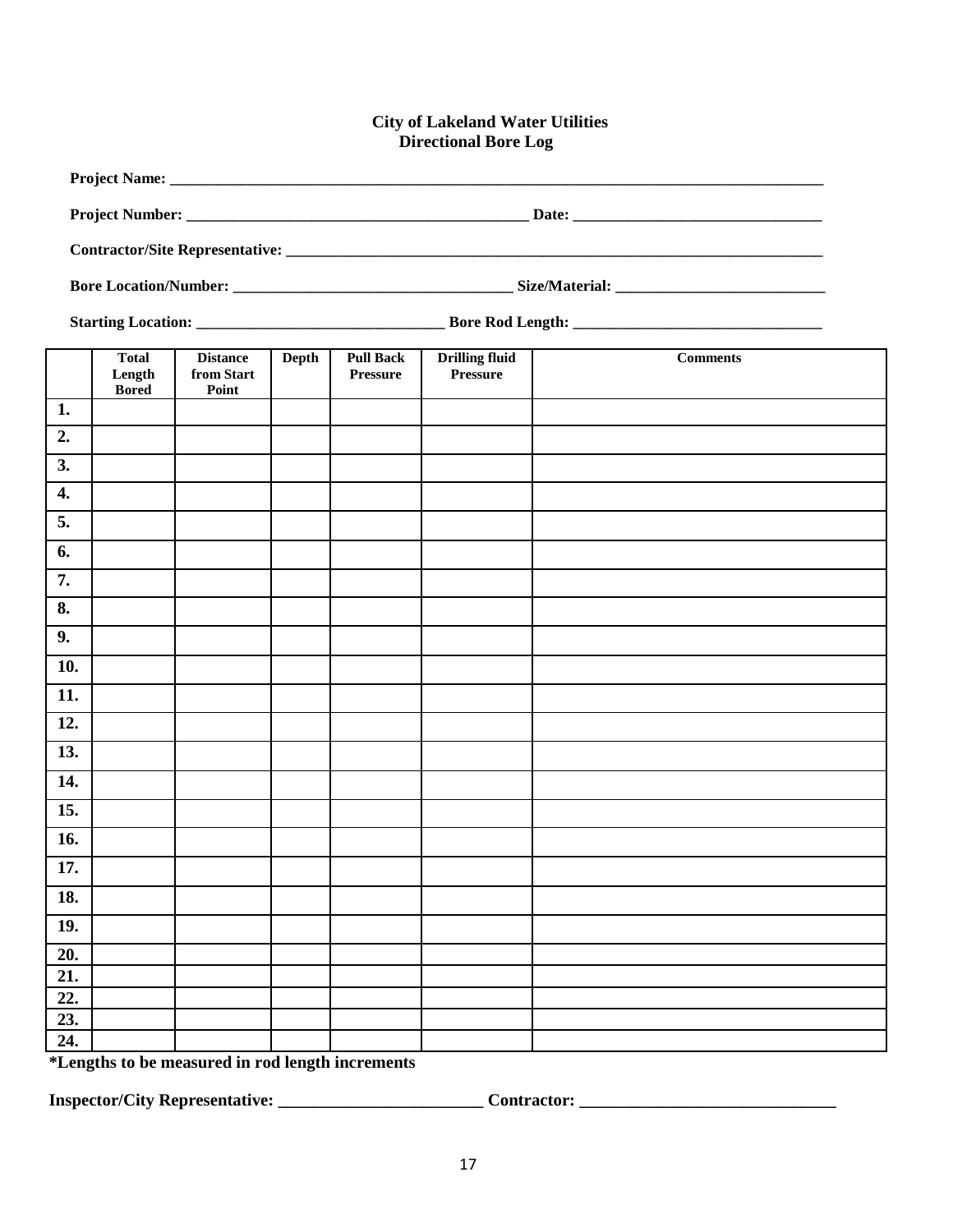**City of Lakeland Water Utilities**
**Directional Bore Log**

**Project Name:** ______________________________________________________________________________

**Project Number:** ________________________________________ **Date:** ______________________________

**Contractor/Site Representative:** ______________________________________________________________

**Bore Location/Number:** __________________________________ **Size/Material:** __________________________

**Starting Location:** ______________________________ **Bore Rod Length:** ______________________________

| | Total Length Bored | Distance from Start Point | Depth | Pull Back Pressure | Drilling fluid Pressure | Comments |
|---|---|---|---|---|---|---|
| 1. | | | | | | |
| 2. | | | | | | |
| 3. | | | | | | |
| 4. | | | | | | |
| 5. | | | | | | |
| 6. | | | | | | |
| 7. | | | | | | |
| 8. | | | | | | |
| 9. | | | | | | |
| 10. | | | | | | |
| 11. | | | | | | |
| 12. | | | | | | |
| 13. | | | | | | |
| 14. | | | | | | |
| 15. | | | | | | |
| 16. | | | | | | |
| 17. | | | | | | |
| 18. | | | | | | |
| 19. | | | | | | |
| 20. | | | | | | |
| 21. | | | | | | |
| 22. | | | | | | |
| 23. | | | | | | |
| 24. | | | | | | |

**\*Lengths to be measured in rod length increments**

**Inspector/City Representative:** ________________________ **Contractor:** ______________________________